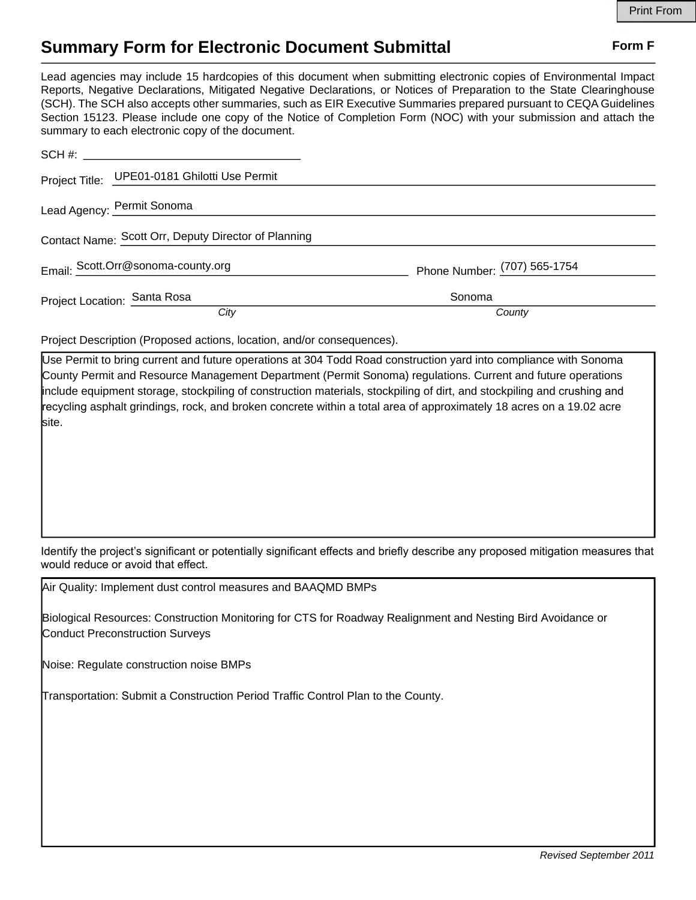Print From

# Summary Form for Electronic Document Submittal

**Form F**

Lead agencies may include 15 hardcopies of this document when submitting electronic copies of Environmental Impact Reports, Negative Declarations, Mitigated Negative Declarations, or Notices of Preparation to the State Clearinghouse (SCH). The SCH also accepts other summaries, such as EIR Executive Summaries prepared pursuant to CEQA Guidelines Section 15123. Please include one copy of the Notice of Completion Form (NOC) with your submission and attach the summary to each electronic copy of the document.

SCH #: ______________________

Project Title: UPE01-0181 Ghilotti Use Permit

Lead Agency: Permit Sonoma

Contact Name: Scott Orr, Deputy Director of Planning

Email: Scott.Orr@sonoma-county.org    Phone Number: (707) 565-1754

Project Location: Santa Rosa (*City*)    Sonoma (*County*)

Project Description (Proposed actions, location, and/or consequences).

Use Permit to bring current and future operations at 304 Todd Road construction yard into compliance with Sonoma County Permit and Resource Management Department (Permit Sonoma) regulations. Current and future operations include equipment storage, stockpiling of construction materials, stockpiling of dirt, and stockpiling and crushing and recycling asphalt grindings, rock, and broken concrete within a total area of approximately 18 acres on a 19.02 acre site.

Identify the project's significant or potentially significant effects and briefly describe any proposed mitigation measures that would reduce or avoid that effect.

Air Quality: Implement dust control measures and BAAQMD BMPs

Biological Resources: Construction Monitoring for CTS for Roadway Realignment and Nesting Bird Avoidance or Conduct Preconstruction Surveys

Noise: Regulate construction noise BMPs

Transportation: Submit a Construction Period Traffic Control Plan to the County.

*Revised September 2011*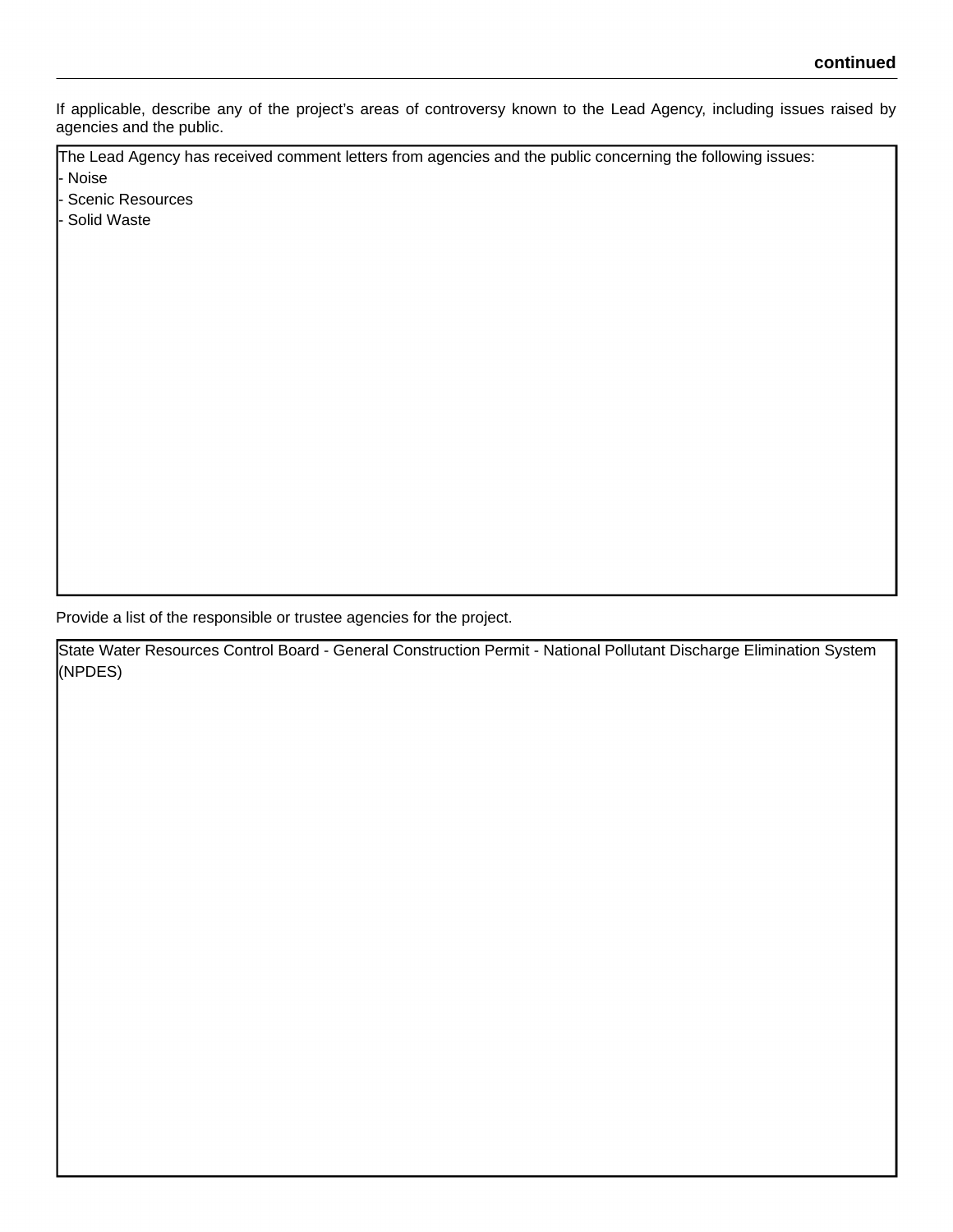**continued**

If applicable, describe any of the project's areas of controversy known to the Lead Agency, including issues raised by agencies and the public.

The Lead Agency has received comment letters from agencies and the public concerning the following issues:

- Noise
- Scenic Resources
- Solid Waste

Provide a list of the responsible or trustee agencies for the project.

State Water Resources Control Board - General Construction Permit - National Pollutant Discharge Elimination System (NPDES)